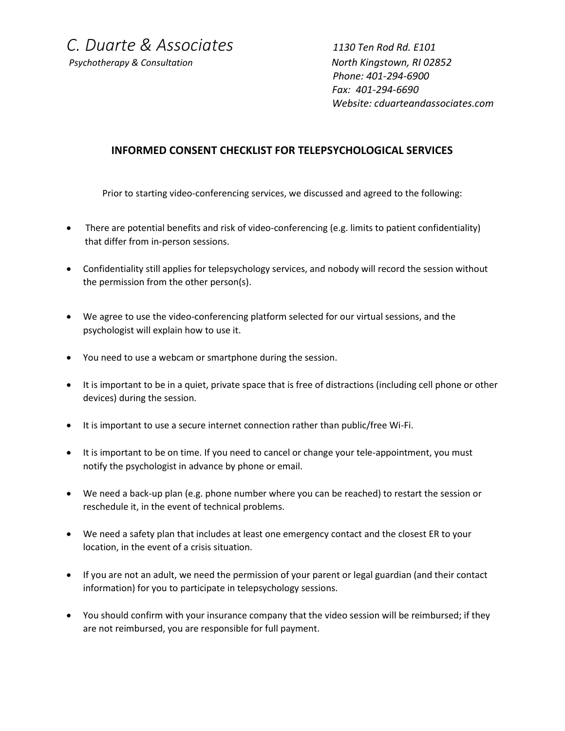*C. Duarte & Associates*
*Psychotherapy & Consultation*

*1130 Ten Rod Rd. E101*
*North Kingstown, RI 02852*
*Phone: 401-294-6900*
*Fax: 401-294-6690*
*Website: cduarteandassociates.com*

## INFORMED CONSENT CHECKLIST FOR TELEPSYCHOLOGICAL SERVICES

Prior to starting video-conferencing services, we discussed and agreed to the following:

- There are potential benefits and risk of video-conferencing (e.g. limits to patient confidentiality) that differ from in-person sessions.
- Confidentiality still applies for telepsychology services, and nobody will record the session without the permission from the other person(s).
- We agree to use the video-conferencing platform selected for our virtual sessions, and the psychologist will explain how to use it.
- You need to use a webcam or smartphone during the session.
- It is important to be in a quiet, private space that is free of distractions (including cell phone or other devices) during the session.
- It is important to use a secure internet connection rather than public/free Wi-Fi.
- It is important to be on time. If you need to cancel or change your tele-appointment, you must notify the psychologist in advance by phone or email.
- We need a back-up plan (e.g. phone number where you can be reached) to restart the session or reschedule it, in the event of technical problems.
- We need a safety plan that includes at least one emergency contact and the closest ER to your location, in the event of a crisis situation.
- If you are not an adult, we need the permission of your parent or legal guardian (and their contact information) for you to participate in telepsychology sessions.
- You should confirm with your insurance company that the video session will be reimbursed; if they are not reimbursed, you are responsible for full payment.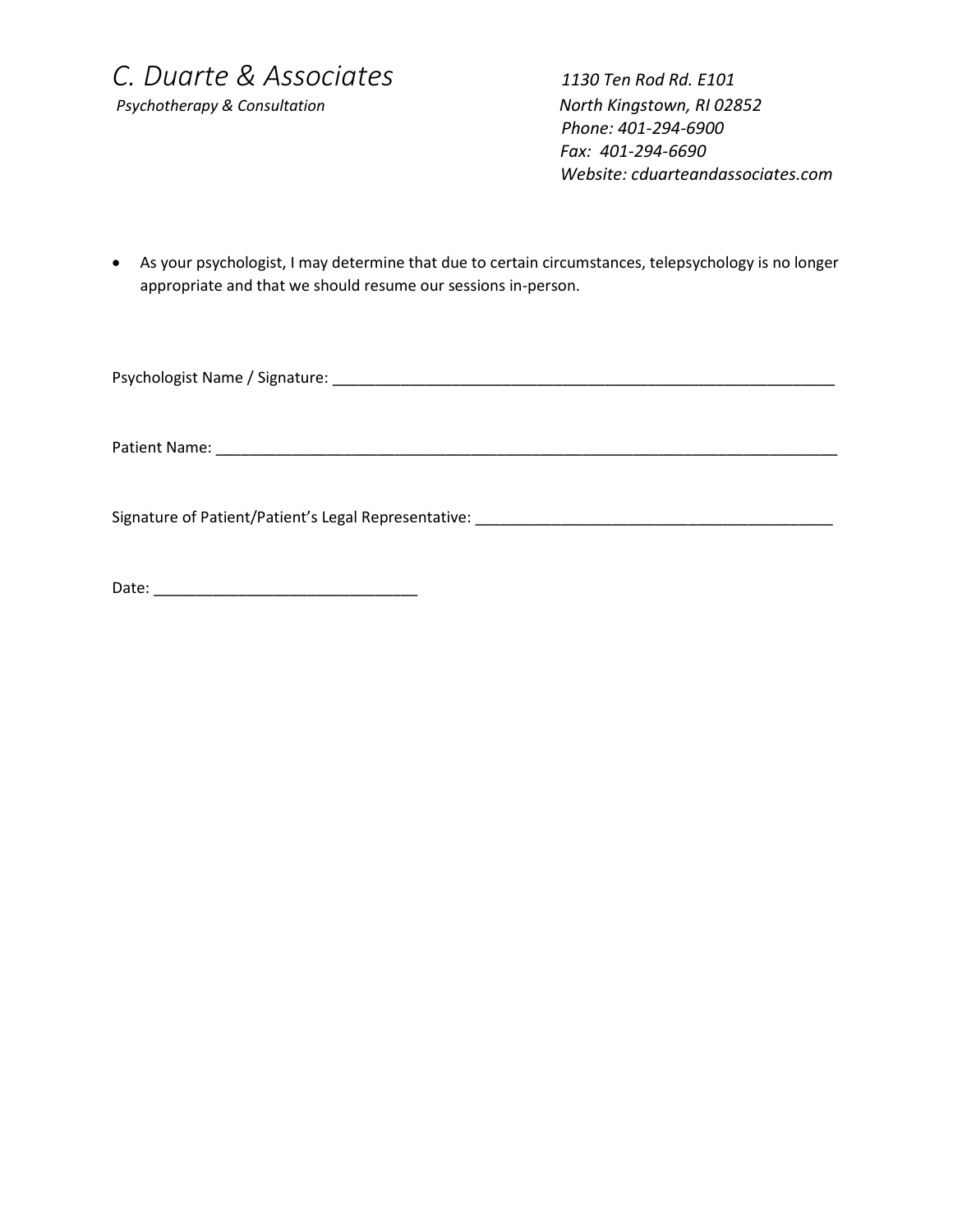*C. Duarte & Associates*
*Psychotherapy & Consultation*

*1130 Ten Rod Rd. E101*
*North Kingstown, RI 02852*
*Phone: 401-294-6900*
*Fax: 401-294-6690*
*Website: cduarteandassociates.com*

- As your psychologist, I may determine that due to certain circumstances, telepsychology is no longer appropriate and that we should resume our sessions in-person.

Psychologist Name / Signature: ____________________________________________________________

Patient Name: ___________________________________________________________________________

Signature of Patient/Patient's Legal Representative: __________________________________________

Date: _______________________________